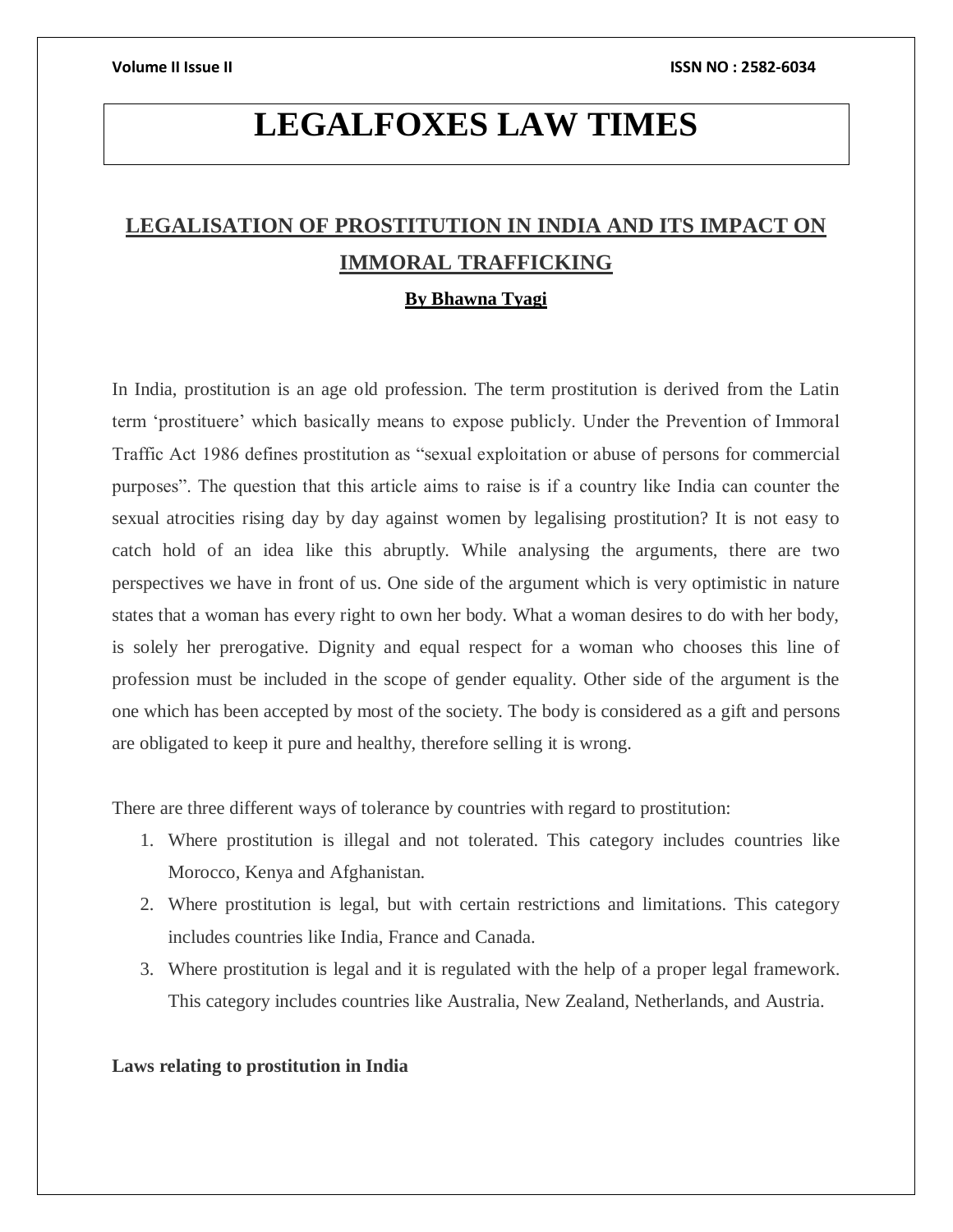# LEGALFOXES LAW TIMES

## LEGALISATION OF PROSTITUTION IN INDIA AND ITS IMPACT ON IMMORAL TRAFFICKING

**By Bhawna Tyagi**

In India, prostitution is an age old profession. The term prostitution is derived from the Latin term 'prostituere' which basically means to expose publicly. Under the Prevention of Immoral Traffic Act 1986 defines prostitution as "sexual exploitation or abuse of persons for commercial purposes". The question that this article aims to raise is if a country like India can counter the sexual atrocities rising day by day against women by legalising prostitution? It is not easy to catch hold of an idea like this abruptly. While analysing the arguments, there are two perspectives we have in front of us. One side of the argument which is very optimistic in nature states that a woman has every right to own her body. What a woman desires to do with her body, is solely her prerogative. Dignity and equal respect for a woman who chooses this line of profession must be included in the scope of gender equality. Other side of the argument is the one which has been accepted by most of the society. The body is considered as a gift and persons are obligated to keep it pure and healthy, therefore selling it is wrong.

There are three different ways of tolerance by countries with regard to prostitution:

1. Where prostitution is illegal and not tolerated. This category includes countries like Morocco, Kenya and Afghanistan.
2. Where prostitution is legal, but with certain restrictions and limitations. This category includes countries like India, France and Canada.
3. Where prostitution is legal and it is regulated with the help of a proper legal framework. This category includes countries like Australia, New Zealand, Netherlands, and Austria.

**Laws relating to prostitution in India**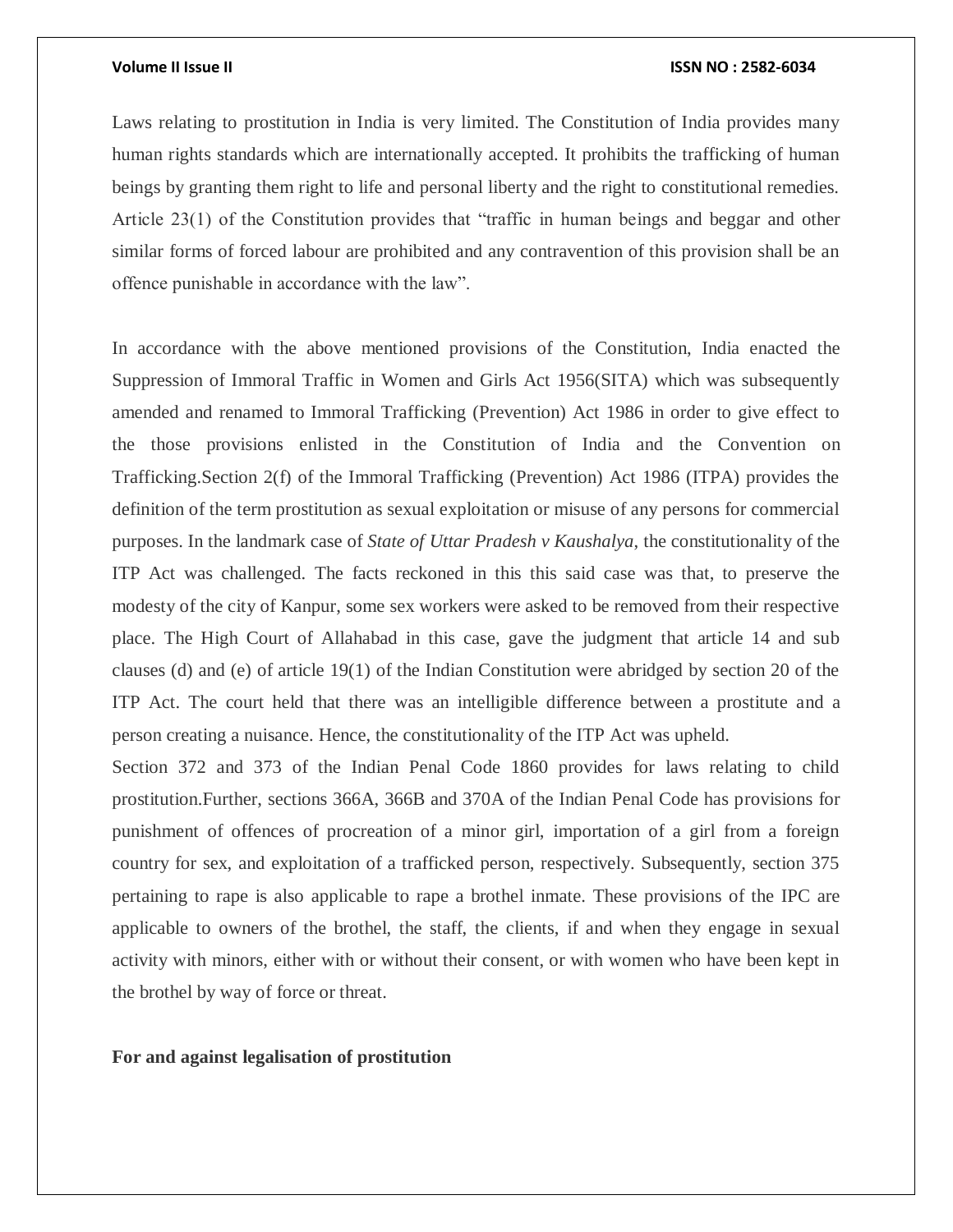Laws relating to prostitution in India is very limited. The Constitution of India provides many human rights standards which are internationally accepted. It prohibits the trafficking of human beings by granting them right to life and personal liberty and the right to constitutional remedies. Article 23(1) of the Constitution provides that "traffic in human beings and beggar and other similar forms of forced labour are prohibited and any contravention of this provision shall be an offence punishable in accordance with the law".

In accordance with the above mentioned provisions of the Constitution, India enacted the Suppression of Immoral Traffic in Women and Girls Act 1956(SITA) which was subsequently amended and renamed to Immoral Trafficking (Prevention) Act 1986 in order to give effect to the those provisions enlisted in the Constitution of India and the Convention on Trafficking.Section 2(f) of the Immoral Trafficking (Prevention) Act 1986 (ITPA) provides the definition of the term prostitution as sexual exploitation or misuse of any persons for commercial purposes. In the landmark case of *State of Uttar Pradesh v Kaushalya*, the constitutionality of the ITP Act was challenged. The facts reckoned in this this said case was that, to preserve the modesty of the city of Kanpur, some sex workers were asked to be removed from their respective place. The High Court of Allahabad in this case, gave the judgment that article 14 and sub clauses (d) and (e) of article 19(1) of the Indian Constitution were abridged by section 20 of the ITP Act. The court held that there was an intelligible difference between a prostitute and a person creating a nuisance. Hence, the constitutionality of the ITP Act was upheld.

Section 372 and 373 of the Indian Penal Code 1860 provides for laws relating to child prostitution.Further, sections 366A, 366B and 370A of the Indian Penal Code has provisions for punishment of offences of procreation of a minor girl, importation of a girl from a foreign country for sex, and exploitation of a trafficked person, respectively. Subsequently, section 375 pertaining to rape is also applicable to rape a brothel inmate. These provisions of the IPC are applicable to owners of the brothel, the staff, the clients, if and when they engage in sexual activity with minors, either with or without their consent, or with women who have been kept in the brothel by way of force or threat.

**For and against legalisation of prostitution**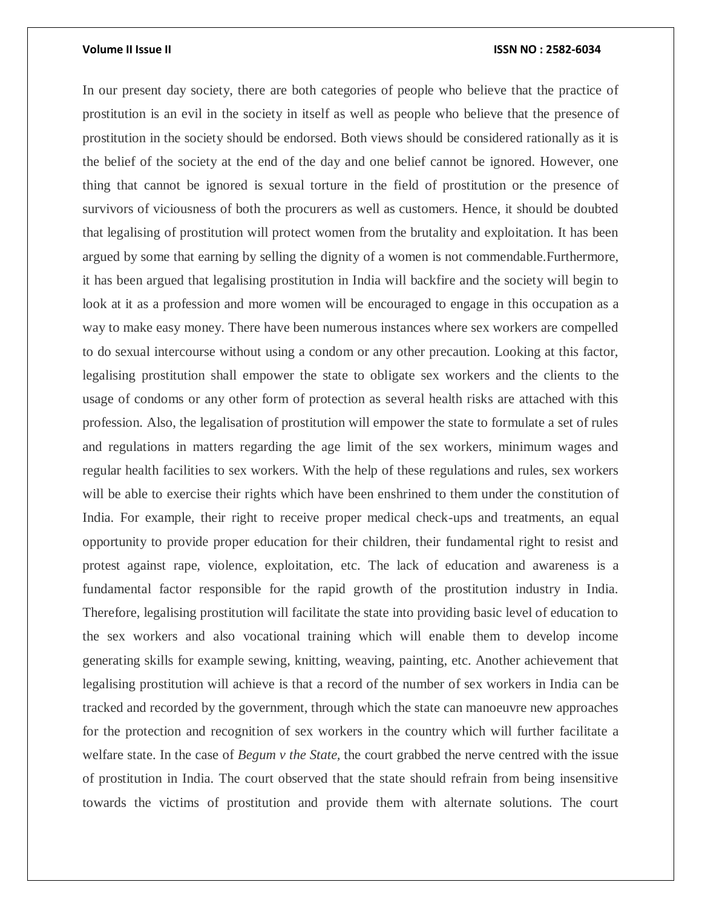In our present day society, there are both categories of people who believe that the practice of prostitution is an evil in the society in itself as well as people who believe that the presence of prostitution in the society should be endorsed. Both views should be considered rationally as it is the belief of the society at the end of the day and one belief cannot be ignored. However, one thing that cannot be ignored is sexual torture in the field of prostitution or the presence of survivors of viciousness of both the procurers as well as customers. Hence, it should be doubted that legalising of prostitution will protect women from the brutality and exploitation. It has been argued by some that earning by selling the dignity of a women is not commendable.Furthermore, it has been argued that legalising prostitution in India will backfire and the society will begin to look at it as a profession and more women will be encouraged to engage in this occupation as a way to make easy money. There have been numerous instances where sex workers are compelled to do sexual intercourse without using a condom or any other precaution. Looking at this factor, legalising prostitution shall empower the state to obligate sex workers and the clients to the usage of condoms or any other form of protection as several health risks are attached with this profession. Also, the legalisation of prostitution will empower the state to formulate a set of rules and regulations in matters regarding the age limit of the sex workers, minimum wages and regular health facilities to sex workers. With the help of these regulations and rules, sex workers will be able to exercise their rights which have been enshrined to them under the constitution of India. For example, their right to receive proper medical check-ups and treatments, an equal opportunity to provide proper education for their children, their fundamental right to resist and protest against rape, violence, exploitation, etc. The lack of education and awareness is a fundamental factor responsible for the rapid growth of the prostitution industry in India. Therefore, legalising prostitution will facilitate the state into providing basic level of education to the sex workers and also vocational training which will enable them to develop income generating skills for example sewing, knitting, weaving, painting, etc. Another achievement that legalising prostitution will achieve is that a record of the number of sex workers in India can be tracked and recorded by the government, through which the state can manoeuvre new approaches for the protection and recognition of sex workers in the country which will further facilitate a welfare state. In the case of *Begum v the State,* the court grabbed the nerve centred with the issue of prostitution in India. The court observed that the state should refrain from being insensitive towards the victims of prostitution and provide them with alternate solutions. The court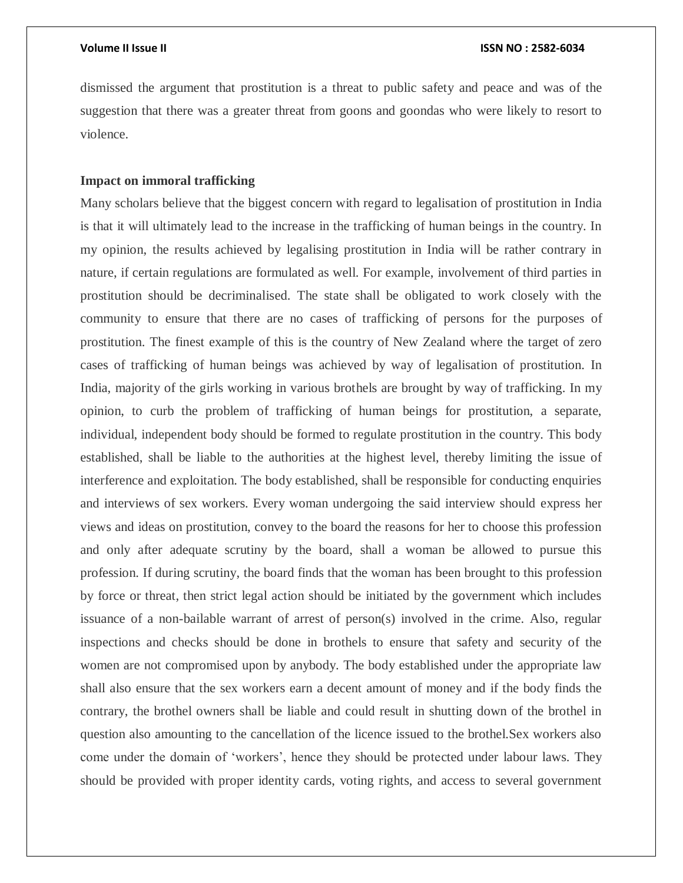dismissed the argument that prostitution is a threat to public safety and peace and was of the suggestion that there was a greater threat from goons and goondas who were likely to resort to violence.

**Impact on immoral trafficking**

Many scholars believe that the biggest concern with regard to legalisation of prostitution in India is that it will ultimately lead to the increase in the trafficking of human beings in the country. In my opinion, the results achieved by legalising prostitution in India will be rather contrary in nature, if certain regulations are formulated as well. For example, involvement of third parties in prostitution should be decriminalised. The state shall be obligated to work closely with the community to ensure that there are no cases of trafficking of persons for the purposes of prostitution. The finest example of this is the country of New Zealand where the target of zero cases of trafficking of human beings was achieved by way of legalisation of prostitution. In India, majority of the girls working in various brothels are brought by way of trafficking. In my opinion, to curb the problem of trafficking of human beings for prostitution, a separate, individual, independent body should be formed to regulate prostitution in the country. This body established, shall be liable to the authorities at the highest level, thereby limiting the issue of interference and exploitation. The body established, shall be responsible for conducting enquiries and interviews of sex workers. Every woman undergoing the said interview should express her views and ideas on prostitution, convey to the board the reasons for her to choose this profession and only after adequate scrutiny by the board, shall a woman be allowed to pursue this profession. If during scrutiny, the board finds that the woman has been brought to this profession by force or threat, then strict legal action should be initiated by the government which includes issuance of a non-bailable warrant of arrest of person(s) involved in the crime. Also, regular inspections and checks should be done in brothels to ensure that safety and security of the women are not compromised upon by anybody. The body established under the appropriate law shall also ensure that the sex workers earn a decent amount of money and if the body finds the contrary, the brothel owners shall be liable and could result in shutting down of the brothel in question also amounting to the cancellation of the licence issued to the brothel.Sex workers also come under the domain of 'workers', hence they should be protected under labour laws. They should be provided with proper identity cards, voting rights, and access to several government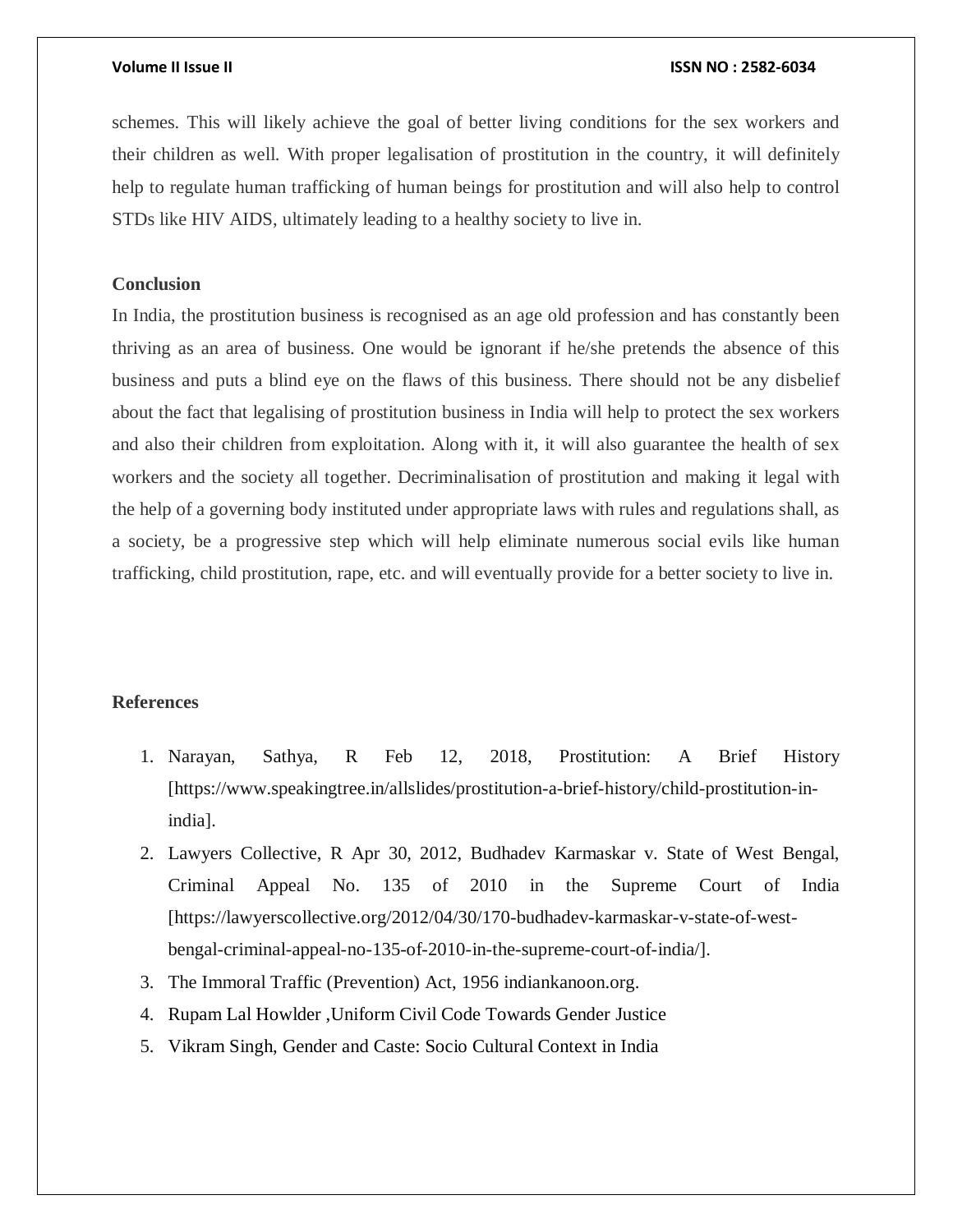schemes. This will likely achieve the goal of better living conditions for the sex workers and their children as well. With proper legalisation of prostitution in the country, it will definitely help to regulate human trafficking of human beings for prostitution and will also help to control STDs like HIV AIDS, ultimately leading to a healthy society to live in.

## Conclusion

In India, the prostitution business is recognised as an age old profession and has constantly been thriving as an area of business. One would be ignorant if he/she pretends the absence of this business and puts a blind eye on the flaws of this business. There should not be any disbelief about the fact that legalising of prostitution business in India will help to protect the sex workers and also their children from exploitation. Along with it, it will also guarantee the health of sex workers and the society all together. Decriminalisation of prostitution and making it legal with the help of a governing body instituted under appropriate laws with rules and regulations shall, as a society, be a progressive step which will help eliminate numerous social evils like human trafficking, child prostitution, rape, etc. and will eventually provide for a better society to live in.

## References

1. Narayan, Sathya, R Feb 12, 2018, Prostitution: A Brief History [https://www.speakingtree.in/allslides/prostitution-a-brief-history/child-prostitution-in-india].
2. Lawyers Collective, R Apr 30, 2012, Budhadev Karmaskar v. State of West Bengal, Criminal Appeal No. 135 of 2010 in the Supreme Court of India [https://lawyerscollective.org/2012/04/30/170-budhadev-karmaskar-v-state-of-west-bengal-criminal-appeal-no-135-of-2010-in-the-supreme-court-of-india/].
3. The Immoral Traffic (Prevention) Act, 1956 indiankanoon.org.
4. Rupam Lal Howlder ,Uniform Civil Code Towards Gender Justice
5. Vikram Singh, Gender and Caste: Socio Cultural Context in India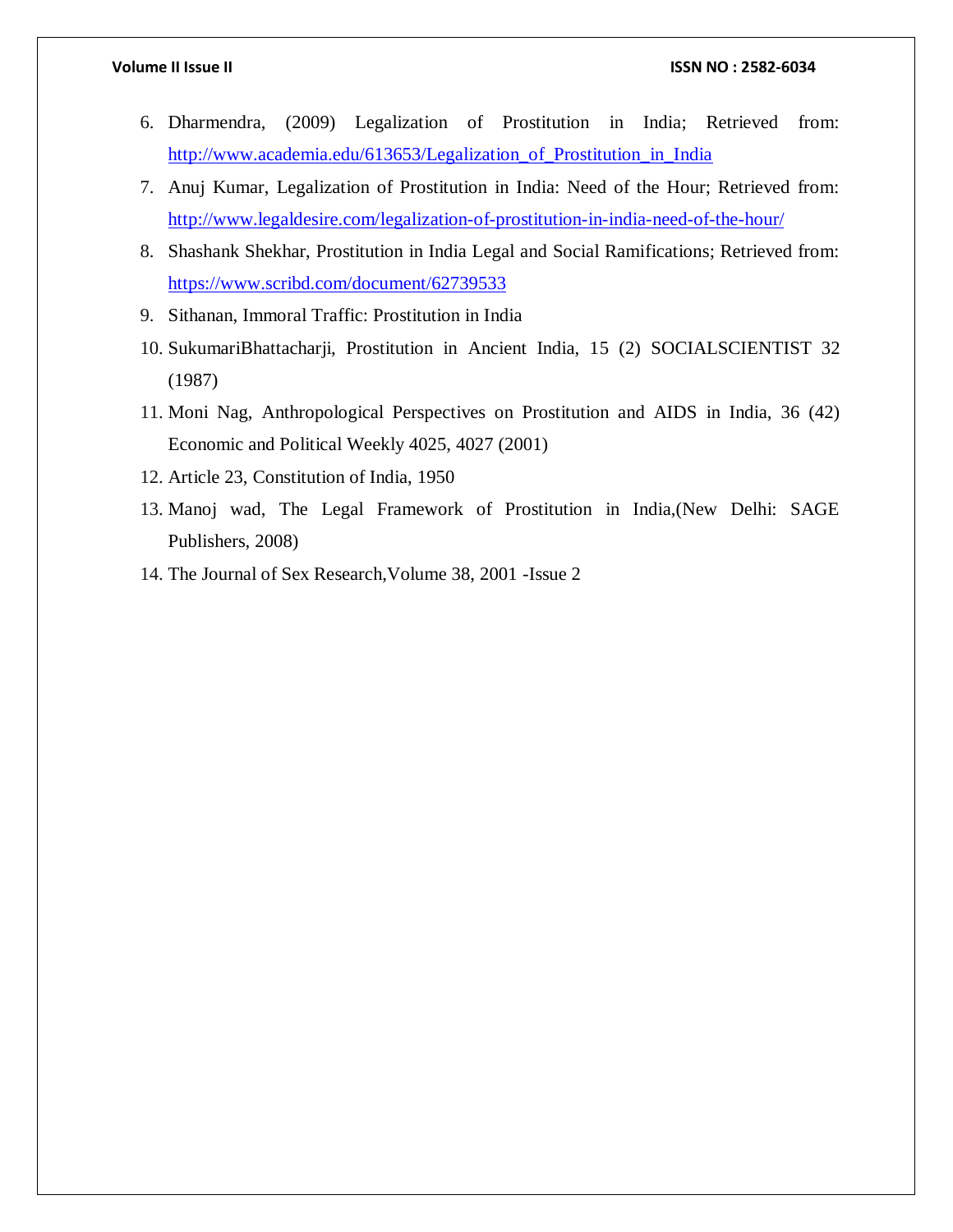6. Dharmendra, (2009) Legalization of Prostitution in India; Retrieved from: http://www.academia.edu/613653/Legalization_of_Prostitution_in_India
7. Anuj Kumar, Legalization of Prostitution in India: Need of the Hour; Retrieved from: http://www.legaldesire.com/legalization-of-prostitution-in-india-need-of-the-hour/
8. Shashank Shekhar, Prostitution in India Legal and Social Ramifications; Retrieved from: https://www.scribd.com/document/62739533
9. Sithanan, Immoral Traffic: Prostitution in India
10. SukumariBhattacharji, Prostitution in Ancient India, 15 (2) SOCIALSCIENTIST 32 (1987)
11. Moni Nag, Anthropological Perspectives on Prostitution and AIDS in India, 36 (42) Economic and Political Weekly 4025, 4027 (2001)
12. Article 23, Constitution of India, 1950
13. Manoj wad, The Legal Framework of Prostitution in India,(New Delhi: SAGE Publishers, 2008)
14. The Journal of Sex Research,Volume 38, 2001 -Issue 2